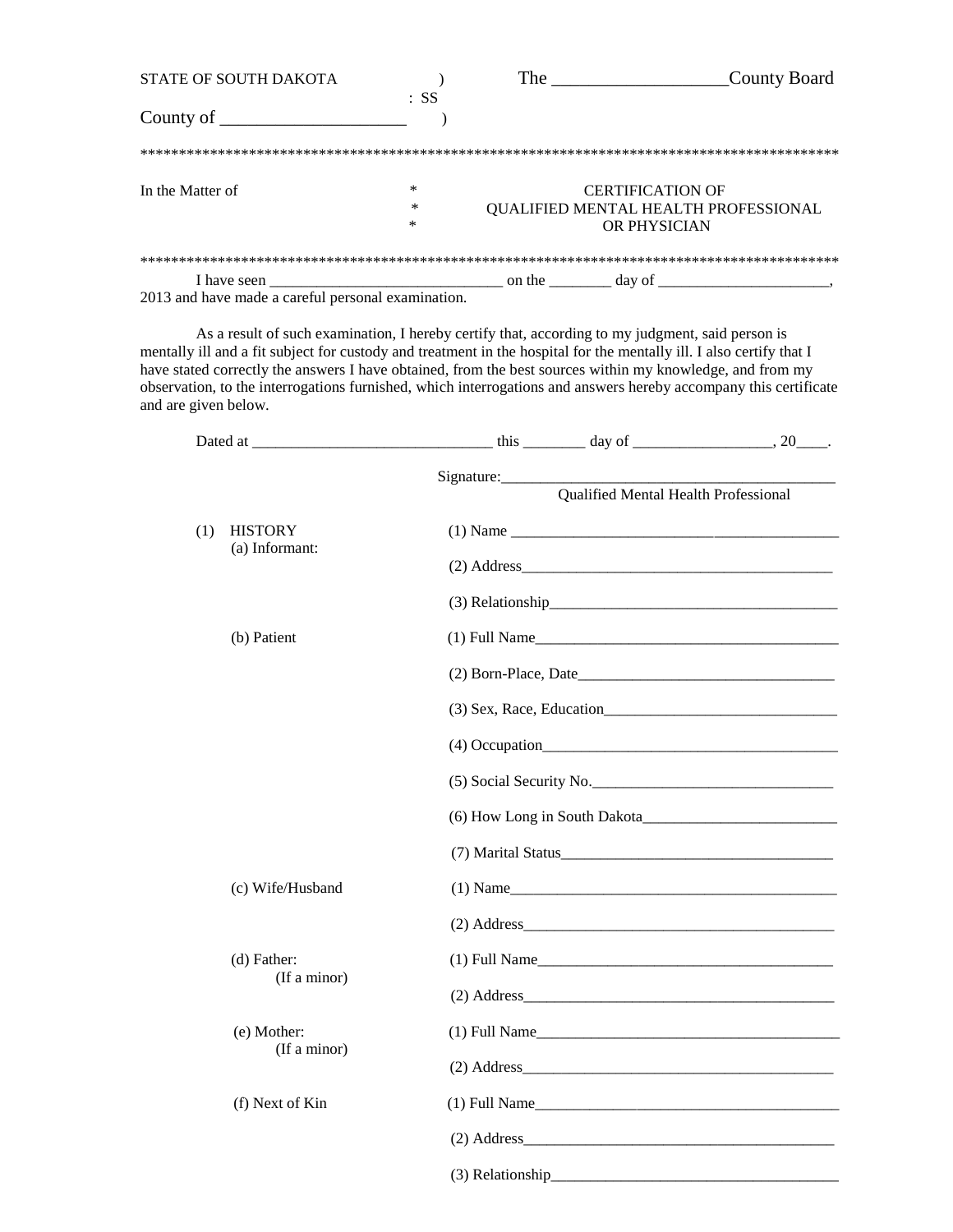STATE OF SOUTH DAKOTA )
: SS
County of ____________________ )

The ___________________County Board

*******************************************************************************************

In the Matter of *
*
*

CERTIFICATION OF
QUALIFIED MENTAL HEALTH PROFESSIONAL
OR PHYSICIAN

*******************************************************************************************

I have seen ______________________________ on the ________ day of ______________________, 2013 and have made a careful personal examination.

As a result of such examination, I hereby certify that, according to my judgment, said person is mentally ill and a fit subject for custody and treatment in the hospital for the mentally ill. I also certify that I have stated correctly the answers I have obtained, from the best sources within my knowledge, and from my observation, to the interrogations furnished, which interrogations and answers hereby accompany this certificate and are given below.

Dated at ______________________________ this ________ day of _________________, 20____.

Signature:_____________________________________________
Qualified Mental Health Professional

(1) HISTORY

(a) Informant:
(1) Name ____________________________________________
(2) Address_________________________________________
(3) Relationship_____________________________________

(b) Patient
(1) Full Name________________________________________
(2) Born-Place, Date_________________________________
(3) Sex, Race, Education_____________________________
(4) Occupation______________________________________
(5) Social Security No._______________________________
(6) How Long in South Dakota________________________
(7) Marital Status___________________________________

(c) Wife/Husband
(1) Name___________________________________________
(2) Address_________________________________________

(d) Father: (If a minor)
(1) Full Name_______________________________________
(2) Address_________________________________________

(e) Mother: (If a minor)
(1) Full Name________________________________________
(2) Address_________________________________________

(f) Next of Kin
(1) Full Name________________________________________
(2) Address_________________________________________
(3) Relationship_____________________________________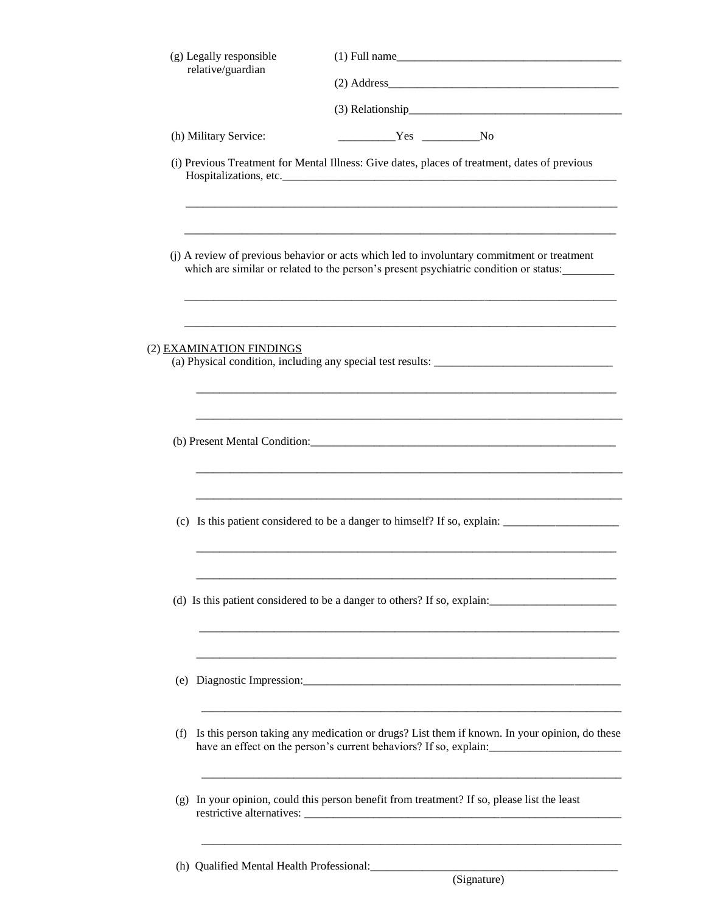(g) Legally responsible relative/guardian

(1) Full name________________________________________

(2) Address__________________________________________

(3) Relationship______________________________________

(h) Military Service: __________Yes __________No

(i) Previous Treatment for Mental Illness: Give dates, places of treatment, dates of previous Hospitalizations, etc.______________________________________________________________

______________________________________________________________________________

______________________________________________________________________________

(j) A review of previous behavior or acts which led to involuntary commitment or treatment which are similar or related to the person's present psychiatric condition or status:_________

______________________________________________________________________________

______________________________________________________________________________

(2) <u>EXAMINATION FINDINGS</u>

(a) Physical condition, including any special test results: _______________________________

______________________________________________________________________________

______________________________________________________________________________

(b) Present Mental Condition:_________________________________________________________

______________________________________________________________________________

______________________________________________________________________________

(c) Is this patient considered to be a danger to himself? If so, explain: ____________________

______________________________________________________________________________

______________________________________________________________________________

(d) Is this patient considered to be a danger to others? If so, explain:______________________

______________________________________________________________________________

______________________________________________________________________________

(e) Diagnostic Impression:___________________________________________________________

______________________________________________________________________________

(f) Is this person taking any medication or drugs? List them if known. In your opinion, do these have an effect on the person's current behaviors? If so, explain:_______________________

______________________________________________________________________________

(g) In your opinion, could this person benefit from treatment? If so, please list the least restrictive alternatives: ________________________________________________________

______________________________________________________________________________

(h) Qualified Mental Health Professional:____________________________________________
(Signature)